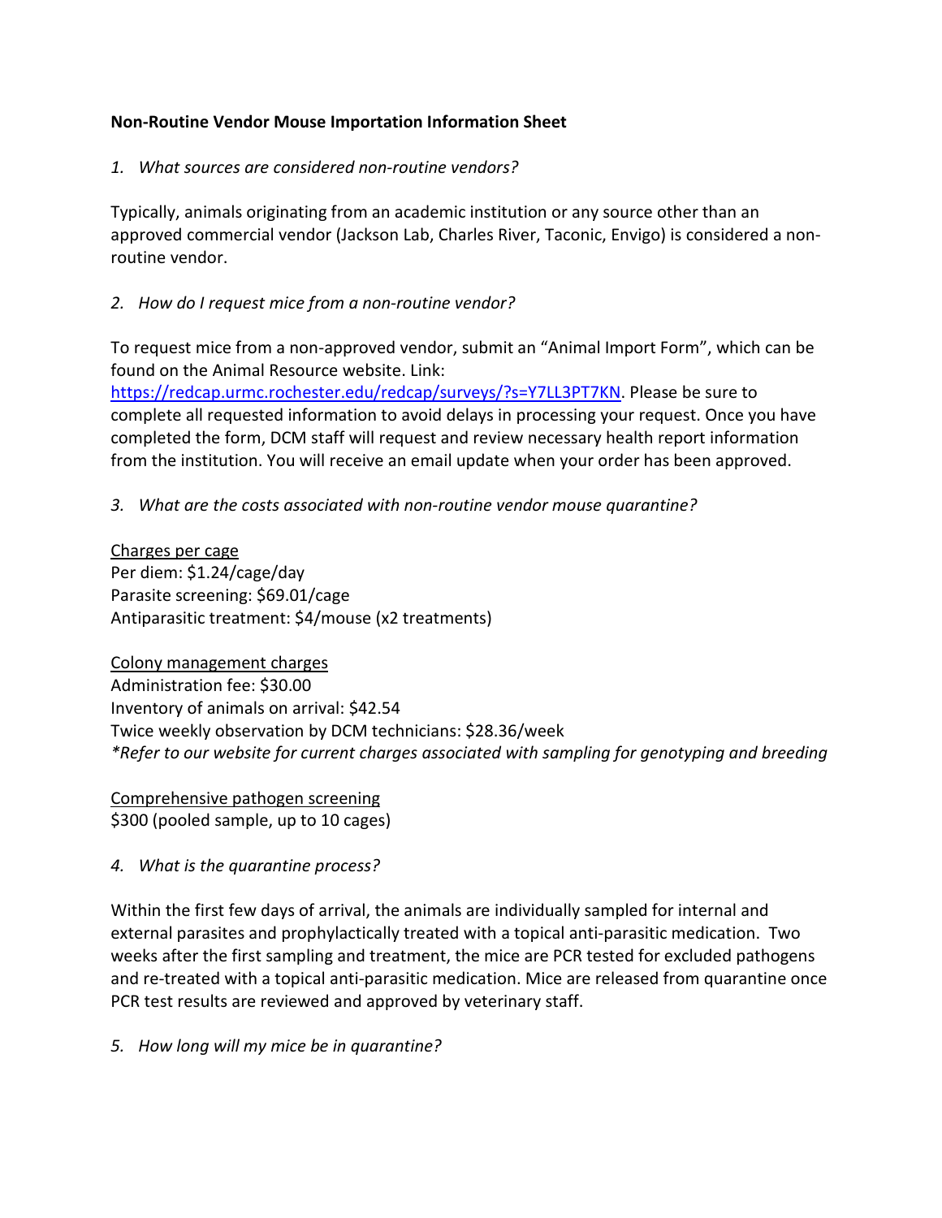**Non-Routine Vendor Mouse Importation Information Sheet**

1. *What sources are considered non-routine vendors?*

Typically, animals originating from an academic institution or any source other than an approved commercial vendor (Jackson Lab, Charles River, Taconic, Envigo) is considered a non-routine vendor.

2. *How do I request mice from a non-routine vendor?*

To request mice from a non-approved vendor, submit an "Animal Import Form", which can be found on the Animal Resource website. Link: [https://redcap.urmc.rochester.edu/redcap/surveys/?s=Y7LL3PT7KN](https://redcap.urmc.rochester.edu/redcap/surveys/?s=Y7LL3PT7KN). Please be sure to complete all requested information to avoid delays in processing your request. Once you have completed the form, DCM staff will request and review necessary health report information from the institution. You will receive an email update when your order has been approved.

3. *What are the costs associated with non-routine vendor mouse quarantine?*

<u>Charges per cage</u>
Per diem: $1.24/cage/day
Parasite screening: $69.01/cage
Antiparasitic treatment: $4/mouse (x2 treatments)

<u>Colony management charges</u>
Administration fee: $30.00
Inventory of animals on arrival: $42.54
Twice weekly observation by DCM technicians: $28.36/week
*\*Refer to our website for current charges associated with sampling for genotyping and breeding*

<u>Comprehensive pathogen screening</u>
$300 (pooled sample, up to 10 cages)

4. *What is the quarantine process?*

Within the first few days of arrival, the animals are individually sampled for internal and external parasites and prophylactically treated with a topical anti-parasitic medication. Two weeks after the first sampling and treatment, the mice are PCR tested for excluded pathogens and re-treated with a topical anti-parasitic medication. Mice are released from quarantine once PCR test results are reviewed and approved by veterinary staff.

5. *How long will my mice be in quarantine?*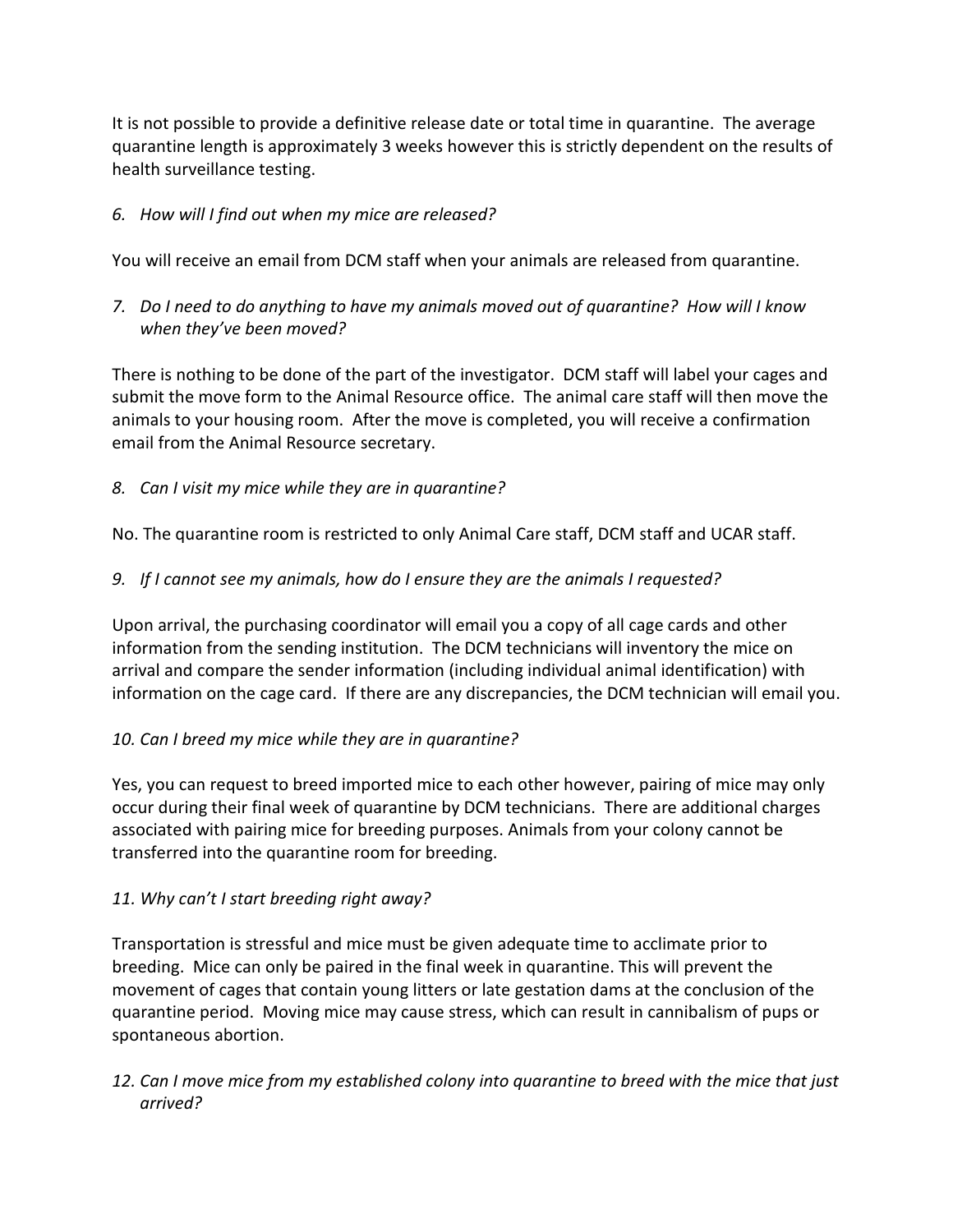It is not possible to provide a definitive release date or total time in quarantine. The average quarantine length is approximately 3 weeks however this is strictly dependent on the results of health surveillance testing.

6. *How will I find out when my mice are released?*

You will receive an email from DCM staff when your animals are released from quarantine.

7. *Do I need to do anything to have my animals moved out of quarantine? How will I know when they've been moved?*

There is nothing to be done of the part of the investigator. DCM staff will label your cages and submit the move form to the Animal Resource office. The animal care staff will then move the animals to your housing room. After the move is completed, you will receive a confirmation email from the Animal Resource secretary.

8. *Can I visit my mice while they are in quarantine?*

No. The quarantine room is restricted to only Animal Care staff, DCM staff and UCAR staff.

9. *If I cannot see my animals, how do I ensure they are the animals I requested?*

Upon arrival, the purchasing coordinator will email you a copy of all cage cards and other information from the sending institution. The DCM technicians will inventory the mice on arrival and compare the sender information (including individual animal identification) with information on the cage card. If there are any discrepancies, the DCM technician will email you.

10. *Can I breed my mice while they are in quarantine?*

Yes, you can request to breed imported mice to each other however, pairing of mice may only occur during their final week of quarantine by DCM technicians. There are additional charges associated with pairing mice for breeding purposes. Animals from your colony cannot be transferred into the quarantine room for breeding.

11. *Why can't I start breeding right away?*

Transportation is stressful and mice must be given adequate time to acclimate prior to breeding. Mice can only be paired in the final week in quarantine. This will prevent the movement of cages that contain young litters or late gestation dams at the conclusion of the quarantine period. Moving mice may cause stress, which can result in cannibalism of pups or spontaneous abortion.

12. *Can I move mice from my established colony into quarantine to breed with the mice that just arrived?*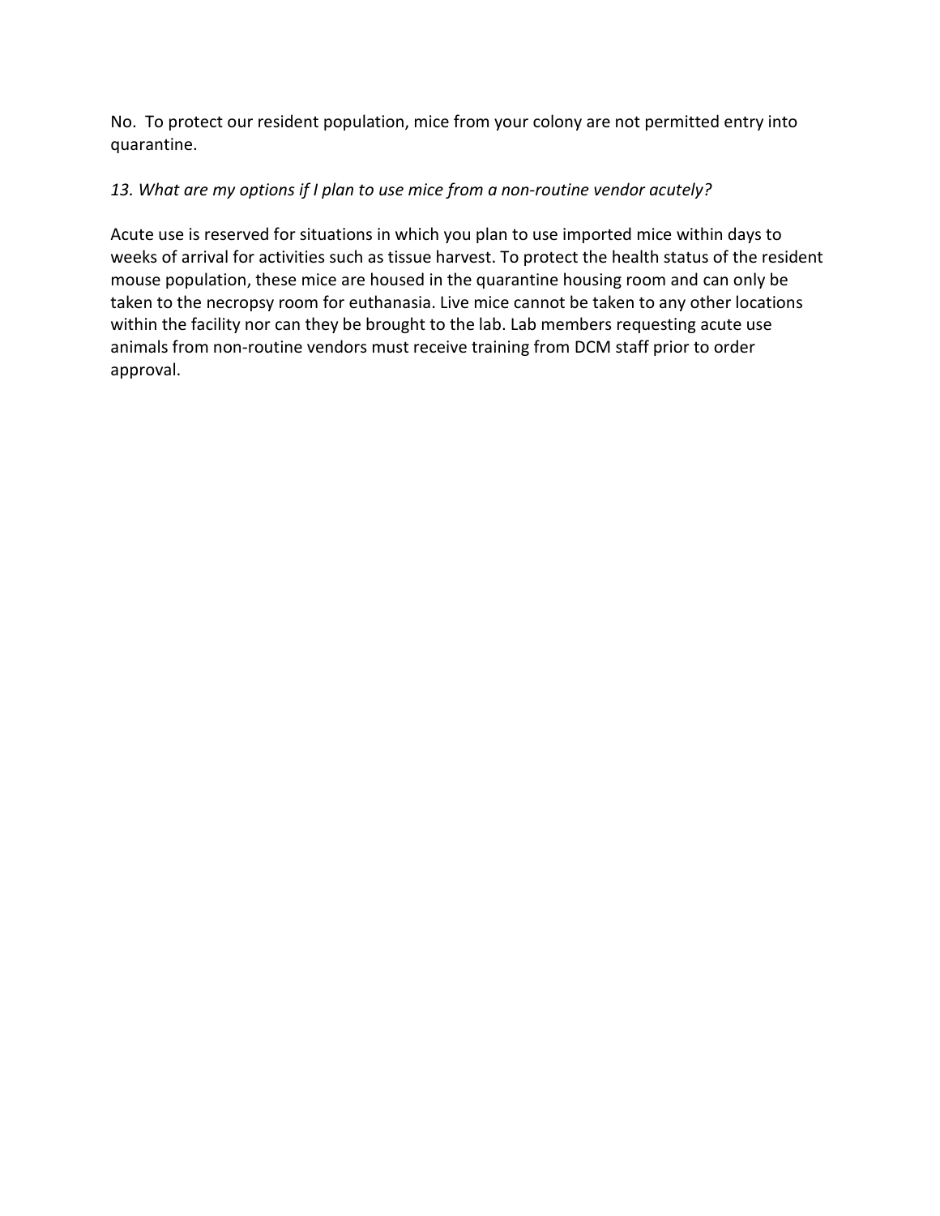No. To protect our resident population, mice from your colony are not permitted entry into quarantine.

*13. What are my options if I plan to use mice from a non-routine vendor acutely?*

Acute use is reserved for situations in which you plan to use imported mice within days to weeks of arrival for activities such as tissue harvest. To protect the health status of the resident mouse population, these mice are housed in the quarantine housing room and can only be taken to the necropsy room for euthanasia. Live mice cannot be taken to any other locations within the facility nor can they be brought to the lab. Lab members requesting acute use animals from non-routine vendors must receive training from DCM staff prior to order approval.